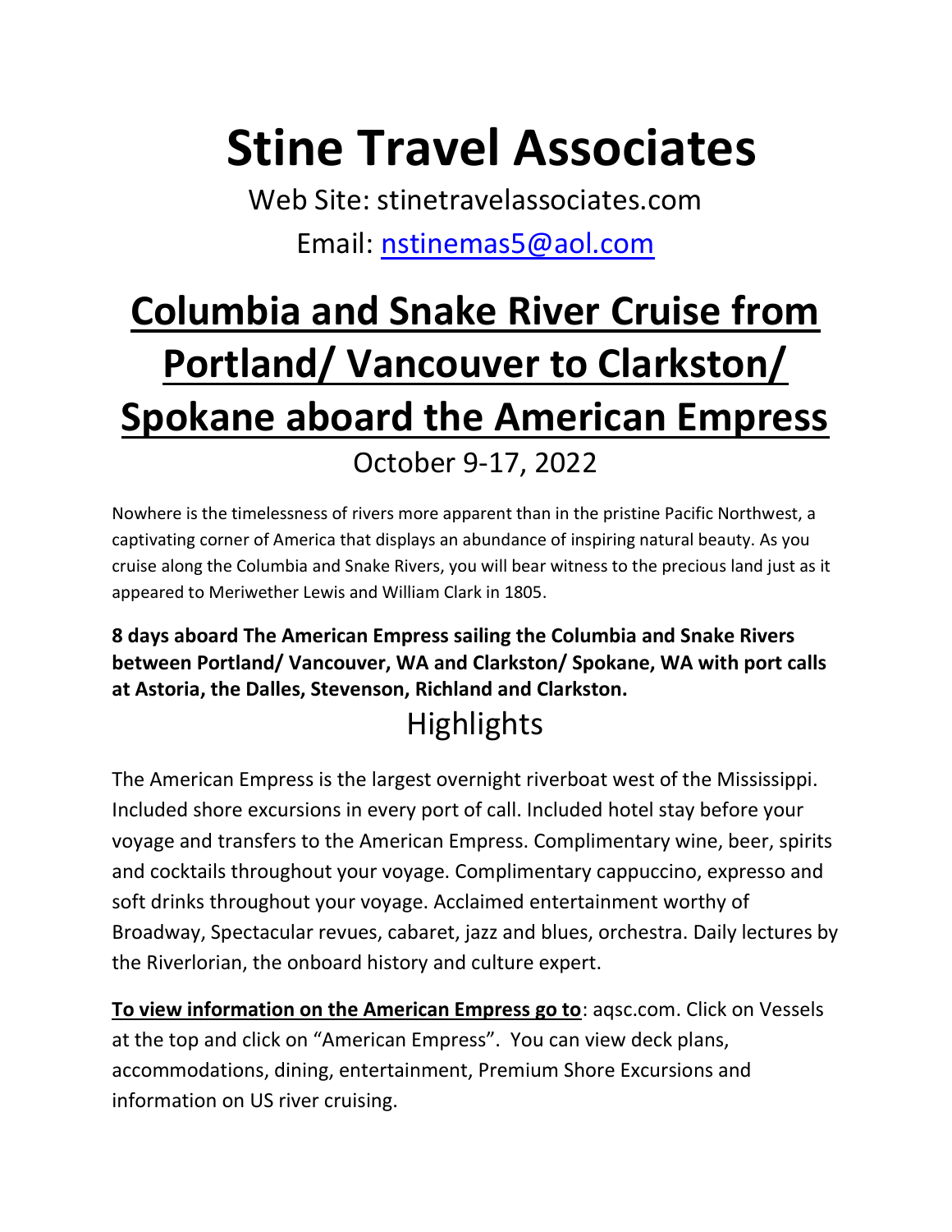# Stine Travel Associates

Web Site: stinetravelassociates.com

Email: nstinemas5@aol.com

## Columbia and Snake River Cruise from Portland/ Vancouver to Clarkston/ Spokane aboard the American Empress

October 9-17, 2022

Nowhere is the timelessness of rivers more apparent than in the pristine Pacific Northwest, a captivating corner of America that displays an abundance of inspiring natural beauty. As you cruise along the Columbia and Snake Rivers, you will bear witness to the precious land just as it appeared to Meriwether Lewis and William Clark in 1805.

**8 days aboard The American Empress sailing the Columbia and Snake Rivers between Portland/ Vancouver, WA and Clarkston/ Spokane, WA with port calls at Astoria, the Dalles, Stevenson, Richland and Clarkston.**

### Highlights

The American Empress is the largest overnight riverboat west of the Mississippi. Included shore excursions in every port of call. Included hotel stay before your voyage and transfers to the American Empress. Complimentary wine, beer, spirits and cocktails throughout your voyage. Complimentary cappuccino, expresso and soft drinks throughout your voyage. Acclaimed entertainment worthy of Broadway, Spectacular revues, cabaret, jazz and blues, orchestra. Daily lectures by the Riverlorian, the onboard history and culture expert.

**To view information on the American Empress go to**: aqsc.com. Click on Vessels at the top and click on "American Empress". You can view deck plans, accommodations, dining, entertainment, Premium Shore Excursions and information on US river cruising.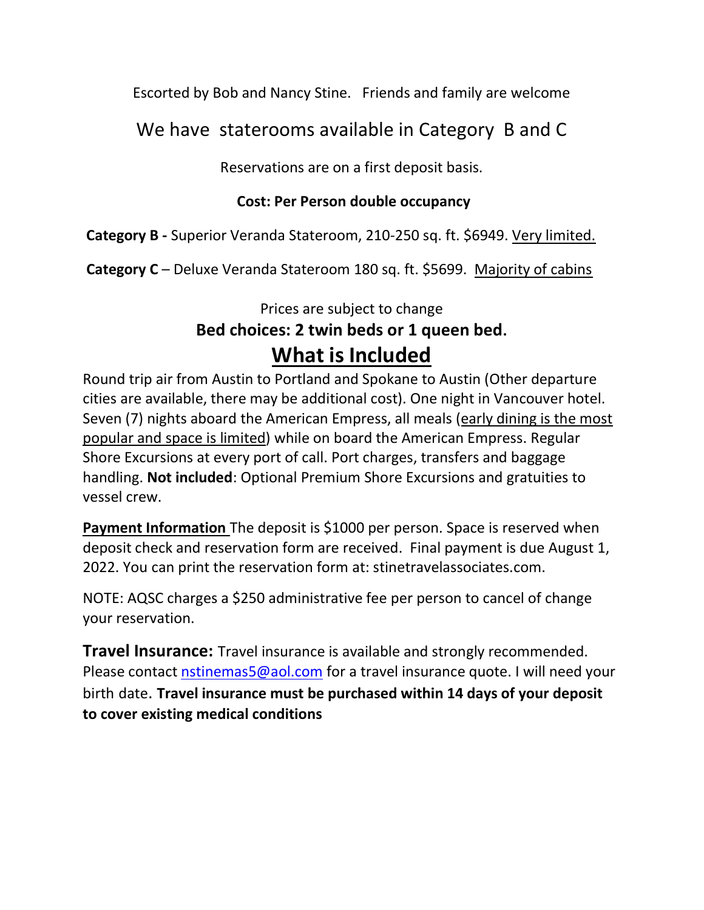Escorted by Bob and Nancy Stine.   Friends and family are welcome

We have  staterooms available in Category  B and C

Reservations are on a first deposit basis.

**Cost: Per Person double occupancy**

**Category B -** Superior Veranda Stateroom, 210-250 sq. ft. $6949. <u>Very limited.</u>

**Category C** – Deluxe Veranda Stateroom 180 sq. ft. $5699.  <u>Majority of cabins</u>

Prices are subject to change

**Bed choices: 2 twin beds or 1 queen bed.**

## <u>What is Included</u>

Round trip air from Austin to Portland and Spokane to Austin (Other departure cities are available, there may be additional cost). One night in Vancouver hotel. Seven (7) nights aboard the American Empress, all meals (<u>early dining is the most popular and space is limited</u>) while on board the American Empress. Regular Shore Excursions at every port of call. Port charges, transfers and baggage handling. **Not included**: Optional Premium Shore Excursions and gratuities to vessel crew.

**<u>Payment Information</u>** The deposit is $1000 per person. Space is reserved when deposit check and reservation form are received.  Final payment is due August 1, 2022. You can print the reservation form at: stinetravelassociates.com.

NOTE: AQSC charges a $250 administrative fee per person to cancel of change your reservation.

**Travel Insurance:** Travel insurance is available and strongly recommended. Please contact nstinemas5@aol.com for a travel insurance quote. I will need your birth date. **Travel insurance must be purchased within 14 days of your deposit to cover existing medical conditions**